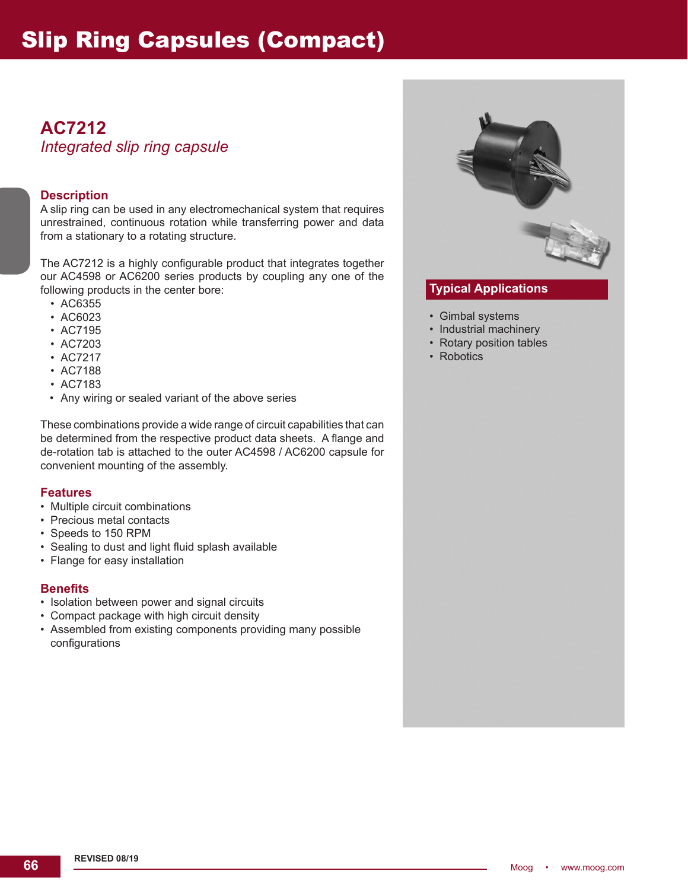# Slip Ring Capsules (Compact)

## AC7212

*Integrated slip ring capsule*

### Description

A slip ring can be used in any electromechanical system that requires unrestrained, continuous rotation while transferring power and data from a stationary to a rotating structure.

The AC7212 is a highly configurable product that integrates together our AC4598 or AC6200 series products by coupling any one of the following products in the center bore:

- AC6355
- AC6023
- AC7195
- AC7203
- AC7217
- AC7188
- AC7183
- Any wiring or sealed variant of the above series

These combinations provide a wide range of circuit capabilities that can be determined from the respective product data sheets. A flange and de-rotation tab is attached to the outer AC4598 / AC6200 capsule for convenient mounting of the assembly.

### Features

- Multiple circuit combinations
- Precious metal contacts
- Speeds to 150 RPM
- Sealing to dust and light fluid splash available
- Flange for easy installation

### Benefits

- Isolation between power and signal circuits
- Compact package with high circuit density
- Assembled from existing components providing many possible configurations

### Typical Applications

- Gimbal systems
- Industrial machinery
- Rotary position tables
- Robotics

REVISED 08/19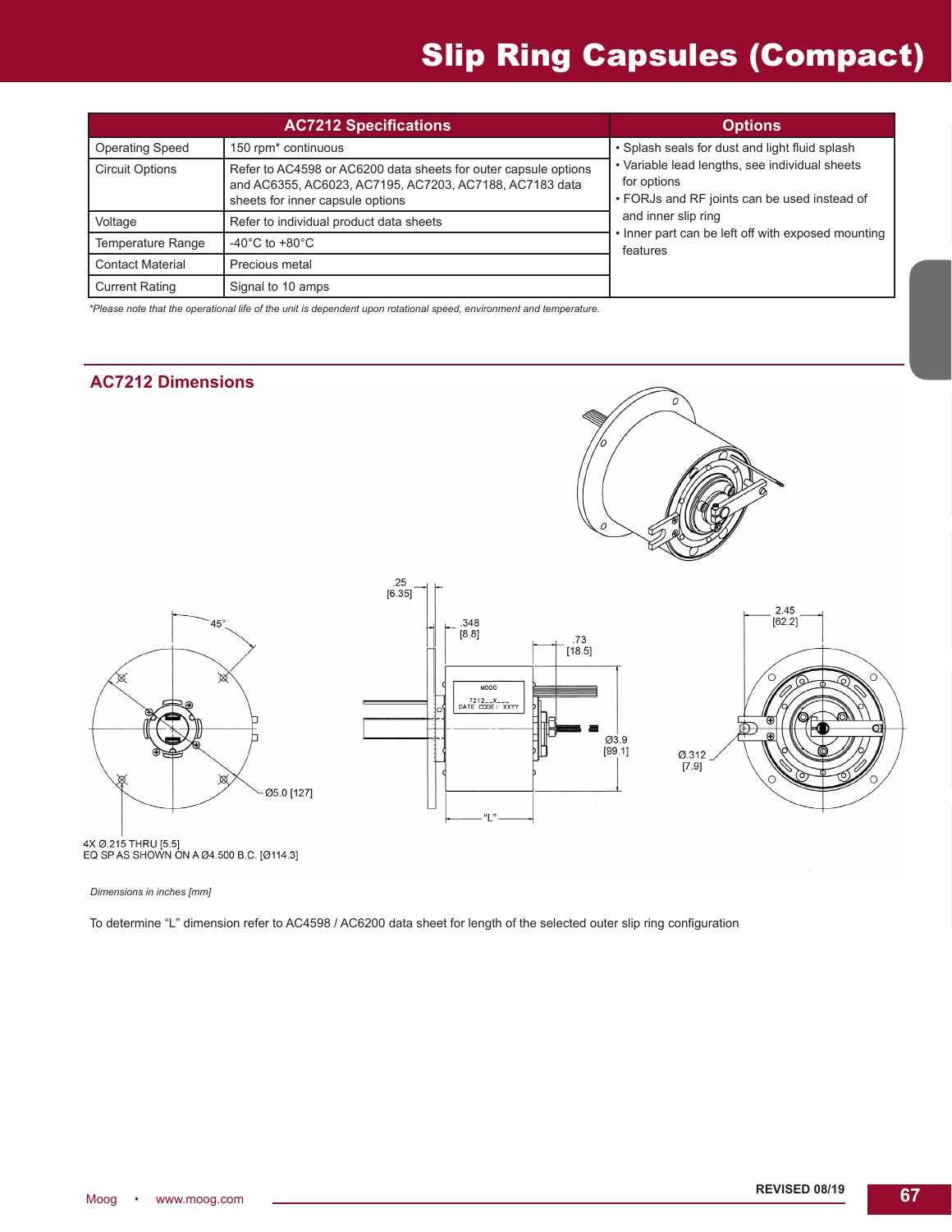# Slip Ring Capsules (Compact)

| AC7212 Specifications | | Options |
|---|---|---|
| Operating Speed | 150 rpm* continuous | • Splash seals for dust and light fluid splash<br>• Variable lead lengths, see individual sheets for options<br>• FORJs and RF joints can be used instead of and inner slip ring<br>• Inner part can be left off with exposed mounting features |
| Circuit Options | Refer to AC4598 or AC6200 data sheets for outer capsule options and AC6355, AC6023, AC7195, AC7203, AC7188, AC7183 data sheets for inner capsule options | |
| Voltage | Refer to individual product data sheets | |
| Temperature Range | -40°C to +80°C | |
| Contact Material | Precious metal | |
| Current Rating | Signal to 10 amps | |

*Please note that the operational life of the unit is dependent upon rotational speed, environment and temperature.*

## AC7212 Dimensions

45°

Ø5.0 [127]

4X Ø.215 THRU [5.5]
EQ SP AS SHOWN ON A Ø4.500 B.C. [Ø114.3]

.25
[6.35]

.348
[8.8]

.73
[18.5]

Ø3.9
[99.1]

"L"

MOOG
7212__X___
DATE CODE: XXYY

2.45
[62.2]

Ø.312
[7.9]

*Dimensions in inches [mm]*

To determine "L" dimension refer to AC4598 / AC6200 data sheet for length of the selected outer slip ring configuration